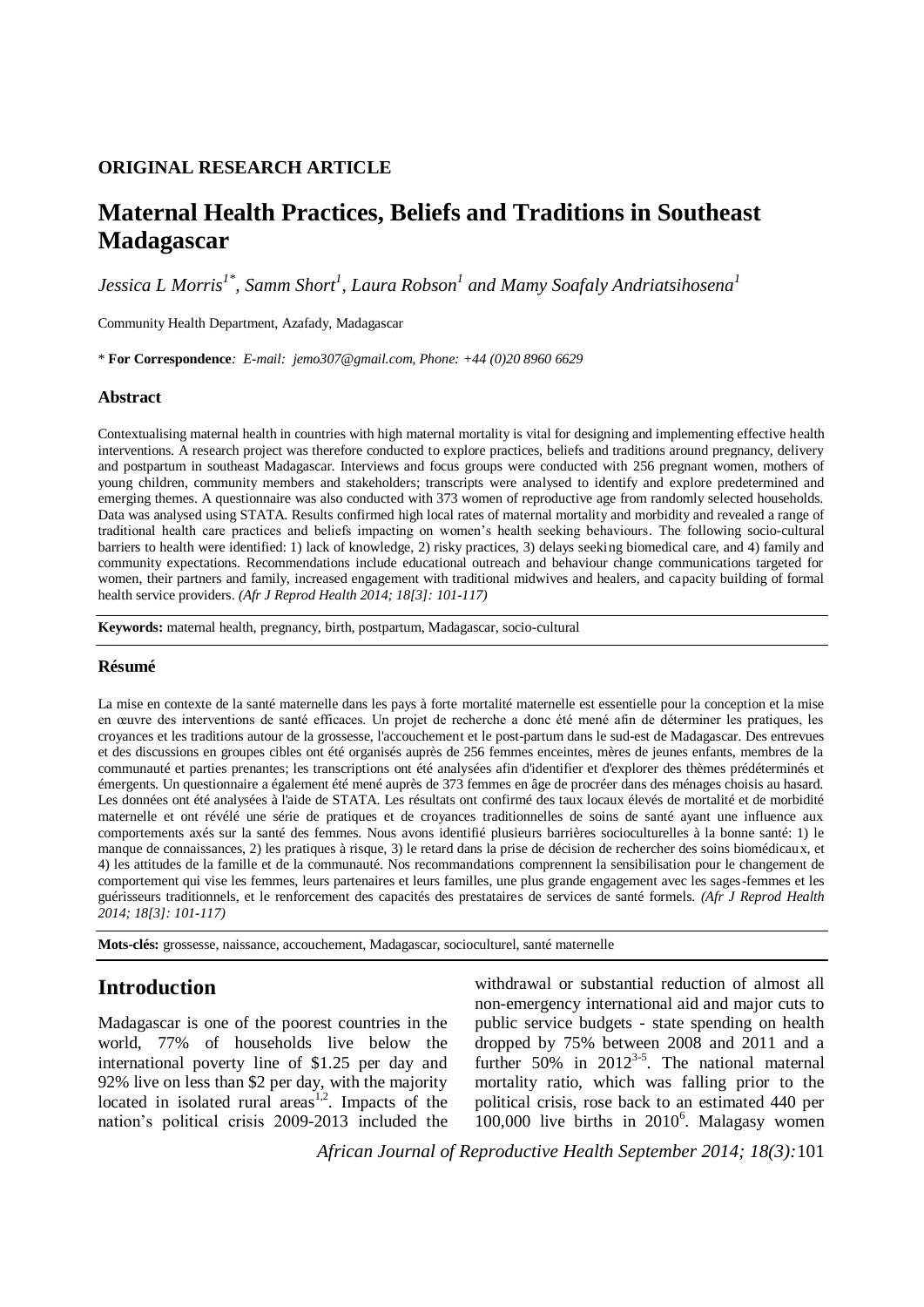**ORIGINAL RESEARCH ARTICLE**

# Maternal Health Practices, Beliefs and Traditions in Southeast Madagascar

*Jessica L Morris[1*], Samm Short[1], Laura Robson[1] and Mamy Soafaly Andriatsihosena[1]*

Community Health Department, Azafady, Madagascar

\* **For Correspondence***: E-mail: jemo307@gmail.com, Phone: +44 (0)20 8960 6629*

### Abstract

Contextualising maternal health in countries with high maternal mortality is vital for designing and implementing effective health interventions. A research project was therefore conducted to explore practices, beliefs and traditions around pregnancy, delivery and postpartum in southeast Madagascar. Interviews and focus groups were conducted with 256 pregnant women, mothers of young children, community members and stakeholders; transcripts were analysed to identify and explore predetermined and emerging themes. A questionnaire was also conducted with 373 women of reproductive age from randomly selected households. Data was analysed using STATA. Results confirmed high local rates of maternal mortality and morbidity and revealed a range of traditional health care practices and beliefs impacting on women's health seeking behaviours. The following socio-cultural barriers to health were identified: 1) lack of knowledge, 2) risky practices, 3) delays seeking biomedical care, and 4) family and community expectations. Recommendations include educational outreach and behaviour change communications targeted for women, their partners and family, increased engagement with traditional midwives and healers, and capacity building of formal health service providers. *(Afr J Reprod Health 2014; 18[3]: 101-117)*

**Keywords:** maternal health, pregnancy, birth, postpartum, Madagascar, socio-cultural

### Résumé

La mise en contexte de la santé maternelle dans les pays à forte mortalité maternelle est essentielle pour la conception et la mise en œuvre des interventions de santé efficaces. Un projet de recherche a donc été mené afin de déterminer les pratiques, les croyances et les traditions autour de la grossesse, l'accouchement et le post-partum dans le sud-est de Madagascar. Des entrevues et des discussions en groupes cibles ont été organisés auprès de 256 femmes enceintes, mères de jeunes enfants, membres de la communauté et parties prenantes; les transcriptions ont été analysées afin d'identifier et d'explorer des thèmes prédéterminés et émergents. Un questionnaire a également été mené auprès de 373 femmes en âge de procréer dans des ménages choisis au hasard. Les données ont été analysées à l'aide de STATA. Les résultats ont confirmé des taux locaux élevés de mortalité et de morbidité maternelle et ont révélé une série de pratiques et de croyances traditionnelles de soins de santé ayant une influence aux comportements axés sur la santé des femmes. Nous avons identifié plusieurs barrières socioculturelles à la bonne santé: 1) le manque de connaissances, 2) les pratiques à risque, 3) le retard dans la prise de décision de rechercher des soins biomédicaux, et 4) les attitudes de la famille et de la communauté. Nos recommandations comprennent la sensibilisation pour le changement de comportement qui vise les femmes, leurs partenaires et leurs familles, une plus grande engagement avec les sages-femmes et les guérisseurs traditionnels, et le renforcement des capacités des prestataires de services de santé formels. *(Afr J Reprod Health 2014; 18[3]: 101-117)*

**Mots-clés:** grossesse, naissance, accouchement, Madagascar, socioculturel, santé maternelle

## Introduction

Madagascar is one of the poorest countries in the world, 77% of households live below the international poverty line of \$1.25 per day and 92% live on less than \$2 per day, with the majority located in isolated rural areas[1,2]. Impacts of the nation's political crisis 2009-2013 included the withdrawal or substantial reduction of almost all non-emergency international aid and major cuts to public service budgets - state spending on health dropped by 75% between 2008 and 2011 and a further 50% in 2012[3-5]. The national maternal mortality ratio, which was falling prior to the political crisis, rose back to an estimated 440 per 100,000 live births in 2010[6]. Malagasy women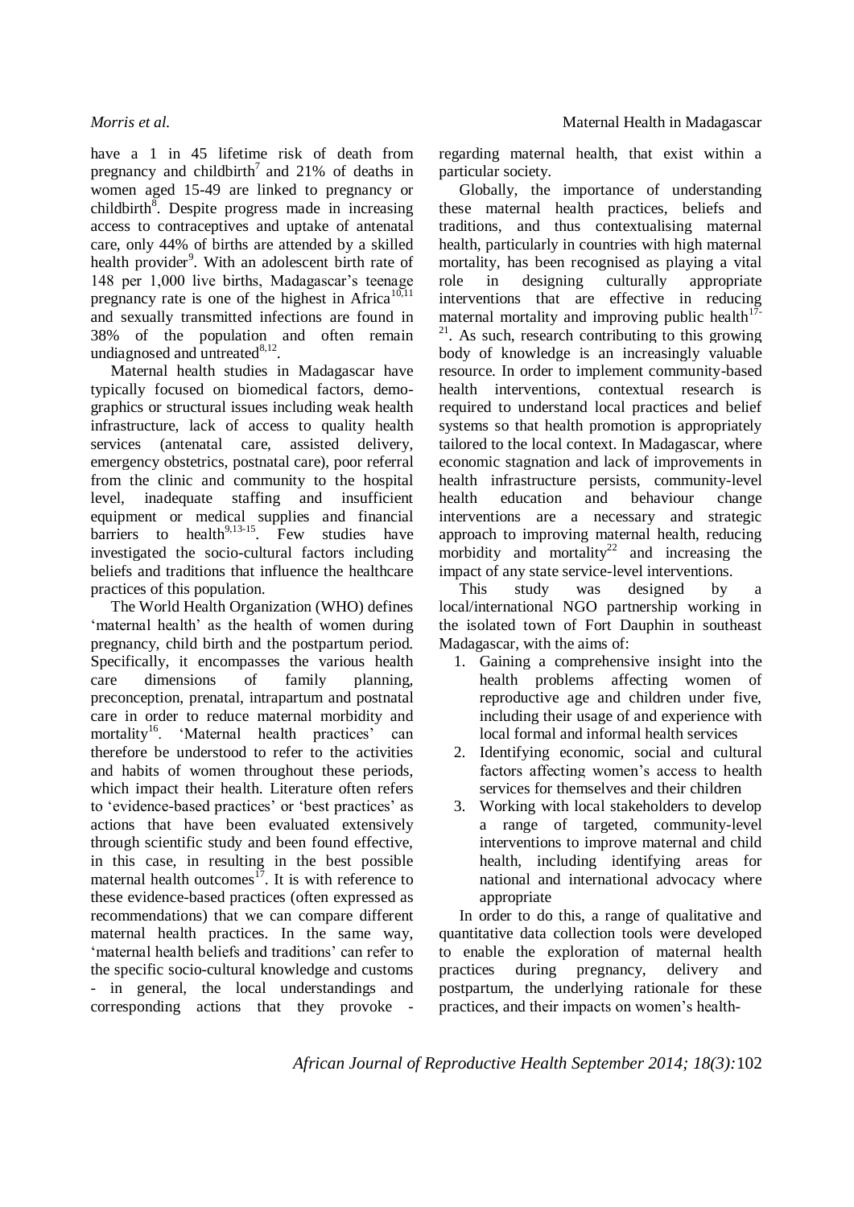have a 1 in 45 lifetime risk of death from pregnancy and childbirth[7] and 21% of deaths in women aged 15-49 are linked to pregnancy or childbirth[8]. Despite progress made in increasing access to contraceptives and uptake of antenatal care, only 44% of births are attended by a skilled health provider[9]. With an adolescent birth rate of 148 per 1,000 live births, Madagascar's teenage pregnancy rate is one of the highest in Africa[10,11] and sexually transmitted infections are found in 38% of the population and often remain undiagnosed and untreated[8,12].

Maternal health studies in Madagascar have typically focused on biomedical factors, demographics or structural issues including weak health infrastructure, lack of access to quality health services (antenatal care, assisted delivery, emergency obstetrics, postnatal care), poor referral from the clinic and community to the hospital level, inadequate staffing and insufficient equipment or medical supplies and financial barriers to health[9,13-15]. Few studies have investigated the socio-cultural factors including beliefs and traditions that influence the healthcare practices of this population.

The World Health Organization (WHO) defines 'maternal health' as the health of women during pregnancy, child birth and the postpartum period. Specifically, it encompasses the various health care dimensions of family planning, preconception, prenatal, intrapartum and postnatal care in order to reduce maternal morbidity and mortality[16]. 'Maternal health practices' can therefore be understood to refer to the activities and habits of women throughout these periods, which impact their health. Literature often refers to 'evidence-based practices' or 'best practices' as actions that have been evaluated extensively through scientific study and been found effective, in this case, in resulting in the best possible maternal health outcomes[17]. It is with reference to these evidence-based practices (often expressed as recommendations) that we can compare different maternal health practices. In the same way, 'maternal health beliefs and traditions' can refer to the specific socio-cultural knowledge and customs - in general, the local understandings and corresponding actions that they provoke - regarding maternal health, that exist within a particular society.

Globally, the importance of understanding these maternal health practices, beliefs and traditions, and thus contextualising maternal health, particularly in countries with high maternal mortality, has been recognised as playing a vital role in designing culturally appropriate interventions that are effective in reducing maternal mortality and improving public health[17-21]. As such, research contributing to this growing body of knowledge is an increasingly valuable resource. In order to implement community-based health interventions, contextual research is required to understand local practices and belief systems so that health promotion is appropriately tailored to the local context. In Madagascar, where economic stagnation and lack of improvements in health infrastructure persists, community-level health education and behaviour change interventions are a necessary and strategic approach to improving maternal health, reducing morbidity and mortality[22] and increasing the impact of any state service-level interventions.

This study was designed by a local/international NGO partnership working in the isolated town of Fort Dauphin in southeast Madagascar, with the aims of:

1. Gaining a comprehensive insight into the health problems affecting women of reproductive age and children under five, including their usage of and experience with local formal and informal health services
2. Identifying economic, social and cultural factors affecting women's access to health services for themselves and their children
3. Working with local stakeholders to develop a range of targeted, community-level interventions to improve maternal and child health, including identifying areas for national and international advocacy where appropriate

In order to do this, a range of qualitative and quantitative data collection tools were developed to enable the exploration of maternal health practices during pregnancy, delivery and postpartum, the underlying rationale for these practices, and their impacts on women's health-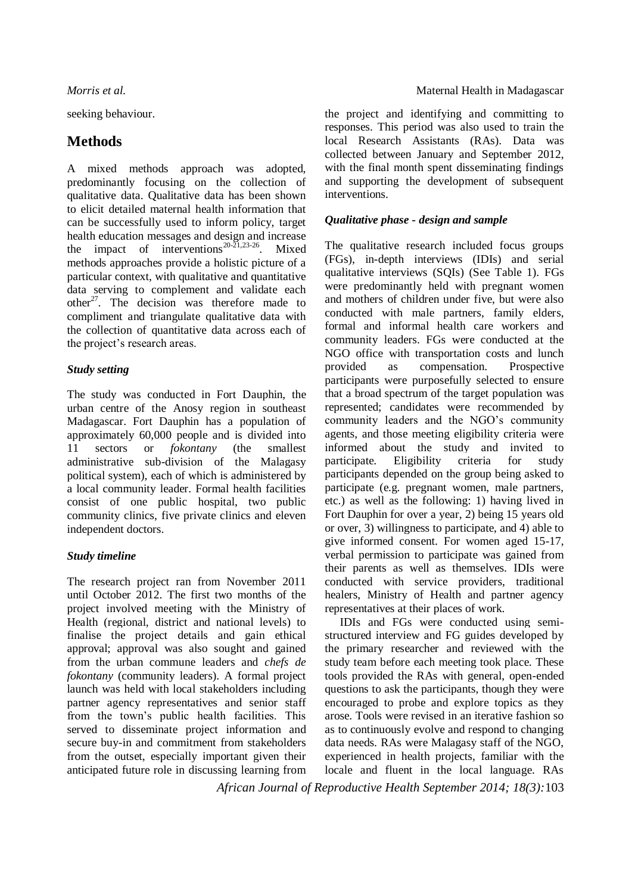seeking behaviour.

## Methods

A mixed methods approach was adopted, predominantly focusing on the collection of qualitative data. Qualitative data has been shown to elicit detailed maternal health information that can be successfully used to inform policy, target health education messages and design and increase the impact of interventions[20-21,23-26]. Mixed methods approaches provide a holistic picture of a particular context, with qualitative and quantitative data serving to complement and validate each other[27]. The decision was therefore made to compliment and triangulate qualitative data with the collection of quantitative data across each of the project's research areas.

### *Study setting*

The study was conducted in Fort Dauphin, the urban centre of the Anosy region in southeast Madagascar. Fort Dauphin has a population of approximately 60,000 people and is divided into 11 sectors or *fokontany* (the smallest administrative sub-division of the Malagasy political system), each of which is administered by a local community leader. Formal health facilities consist of one public hospital, two public community clinics, five private clinics and eleven independent doctors.

### *Study timeline*

The research project ran from November 2011 until October 2012. The first two months of the project involved meeting with the Ministry of Health (regional, district and national levels) to finalise the project details and gain ethical approval; approval was also sought and gained from the urban commune leaders and *chefs de fokontany* (community leaders). A formal project launch was held with local stakeholders including partner agency representatives and senior staff from the town's public health facilities. This served to disseminate project information and secure buy-in and commitment from stakeholders from the outset, especially important given their anticipated future role in discussing learning from the project and identifying and committing to responses. This period was also used to train the local Research Assistants (RAs). Data was collected between January and September 2012, with the final month spent disseminating findings and supporting the development of subsequent interventions.

### *Qualitative phase - design and sample*

The qualitative research included focus groups (FGs), in-depth interviews (IDIs) and serial qualitative interviews (SQIs) (See Table 1). FGs were predominantly held with pregnant women and mothers of children under five, but were also conducted with male partners, family elders, formal and informal health care workers and community leaders. FGs were conducted at the NGO office with transportation costs and lunch provided as compensation. Prospective participants were purposefully selected to ensure that a broad spectrum of the target population was represented; candidates were recommended by community leaders and the NGO's community agents, and those meeting eligibility criteria were informed about the study and invited to participate. Eligibility criteria for study participants depended on the group being asked to participate (e.g. pregnant women, male partners, etc.) as well as the following: 1) having lived in Fort Dauphin for over a year, 2) being 15 years old or over, 3) willingness to participate, and 4) able to give informed consent. For women aged 15-17, verbal permission to participate was gained from their parents as well as themselves. IDIs were conducted with service providers, traditional healers, Ministry of Health and partner agency representatives at their places of work.

IDIs and FGs were conducted using semi-structured interview and FG guides developed by the primary researcher and reviewed with the study team before each meeting took place. These tools provided the RAs with general, open-ended questions to ask the participants, though they were encouraged to probe and explore topics as they arose. Tools were revised in an iterative fashion so as to continuously evolve and respond to changing data needs. RAs were Malagasy staff of the NGO, experienced in health projects, familiar with the locale and fluent in the local language. RAs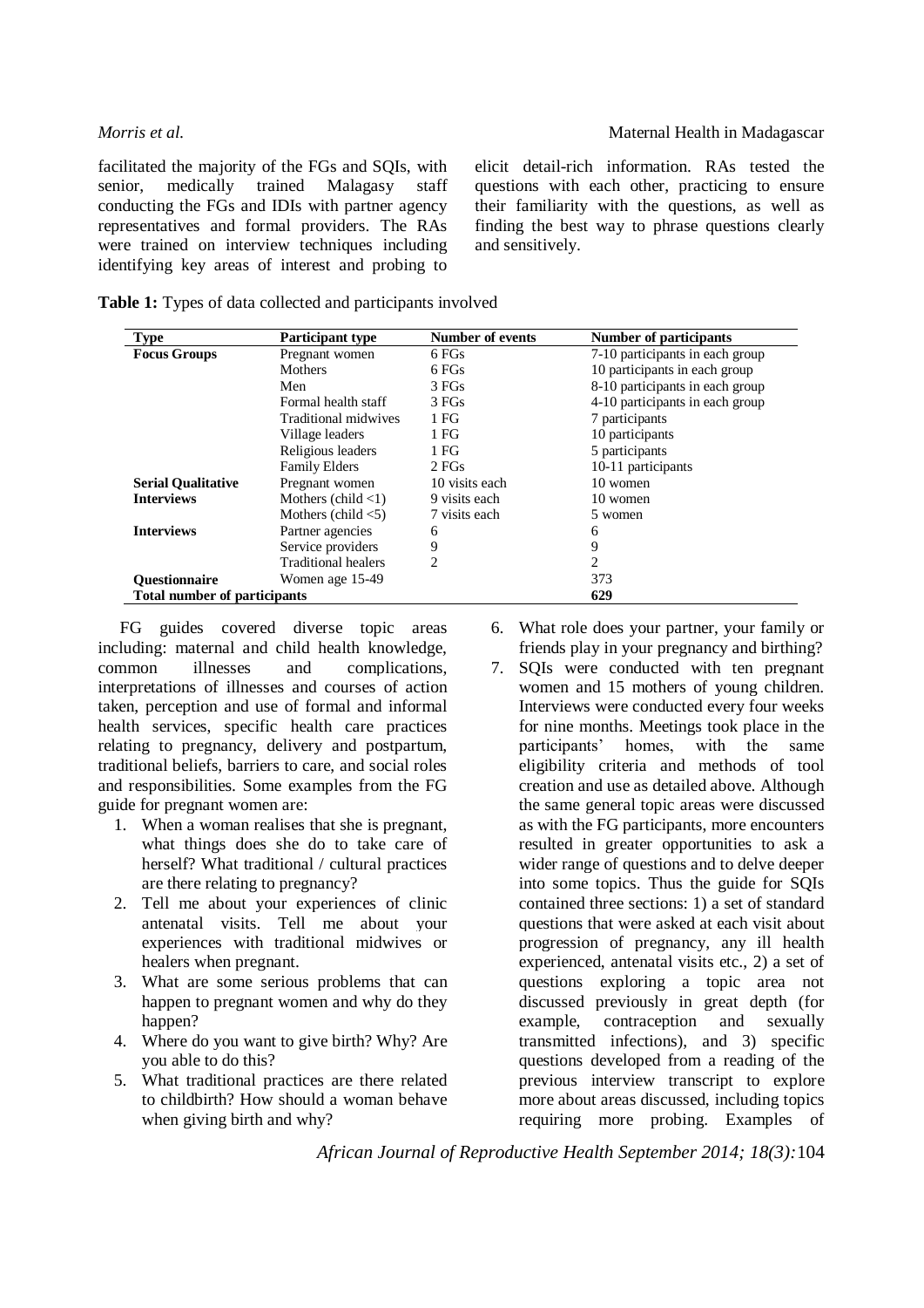facilitated the majority of the FGs and SQIs, with senior, medically trained Malagasy staff conducting the FGs and IDIs with partner agency representatives and formal providers. The RAs were trained on interview techniques including identifying key areas of interest and probing to elicit detail-rich information. RAs tested the questions with each other, practicing to ensure their familiarity with the questions, as well as finding the best way to phrase questions clearly and sensitively.

**Table 1:** Types of data collected and participants involved

| Type | Participant type | Number of events | Number of participants |
|---|---|---|---|
| **Focus Groups** | Pregnant women | 6 FGs | 7-10 participants in each group |
| | Mothers | 6 FGs | 10 participants in each group |
| | Men | 3 FGs | 8-10 participants in each group |
| | Formal health staff | 3 FGs | 4-10 participants in each group |
| | Traditional midwives | 1 FG | 7 participants |
| | Village leaders | 1 FG | 10 participants |
| | Religious leaders | 1 FG | 5 participants |
| | Family Elders | 2 FGs | 10-11 participants |
| **Serial Qualitative** | Pregnant women | 10 visits each | 10 women |
| **Interviews** | Mothers (child <1) | 9 visits each | 10 women |
| | Mothers (child <5) | 7 visits each | 5 women |
| **Interviews** | Partner agencies | 6 | 6 |
| | Service providers | 9 | 9 |
| | Traditional healers | 2 | 2 |
| **Questionnaire** | Women age 15-49 | | 373 |
| **Total number of participants** | | | 629 |

FG guides covered diverse topic areas including: maternal and child health knowledge, common illnesses and complications, interpretations of illnesses and courses of action taken, perception and use of formal and informal health services, specific health care practices relating to pregnancy, delivery and postpartum, traditional beliefs, barriers to care, and social roles and responsibilities. Some examples from the FG guide for pregnant women are:

1. When a woman realises that she is pregnant, what things does she do to take care of herself? What traditional / cultural practices are there relating to pregnancy?
2. Tell me about your experiences of clinic antenatal visits. Tell me about your experiences with traditional midwives or healers when pregnant.
3. What are some serious problems that can happen to pregnant women and why do they happen?
4. Where do you want to give birth? Why? Are you able to do this?
5. What traditional practices are there related to childbirth? How should a woman behave when giving birth and why?
6. What role does your partner, your family or friends play in your pregnancy and birthing?
7. SQIs were conducted with ten pregnant women and 15 mothers of young children. Interviews were conducted every four weeks for nine months. Meetings took place in the participants' homes, with the same eligibility criteria and methods of tool creation and use as detailed above. Although the same general topic areas were discussed as with the FG participants, more encounters resulted in greater opportunities to ask a wider range of questions and to delve deeper into some topics. Thus the guide for SQIs contained three sections: 1) a set of standard questions that were asked at each visit about progression of pregnancy, any ill health experienced, antenatal visits etc., 2) a set of questions exploring a topic area not discussed previously in great depth (for example, contraception and sexually transmitted infections), and 3) specific questions developed from a reading of the previous interview transcript to explore more about areas discussed, including topics requiring more probing. Examples of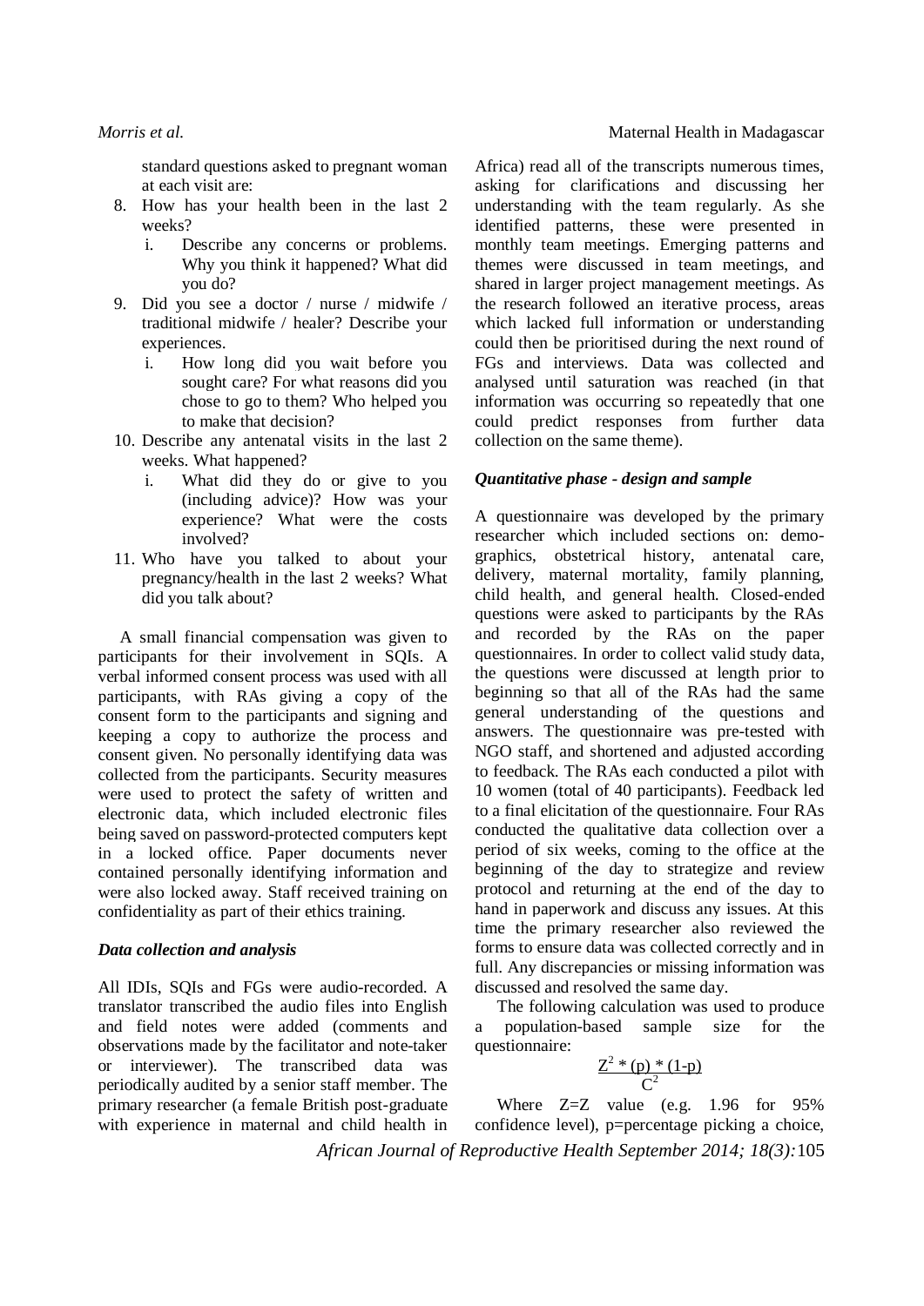standard questions asked to pregnant woman at each visit are:

8. How has your health been in the last 2 weeks?
   i. Describe any concerns or problems. Why you think it happened? What did you do?
9. Did you see a doctor / nurse / midwife / traditional midwife / healer? Describe your experiences.
   i. How long did you wait before you sought care? For what reasons did you chose to go to them? Who helped you to make that decision?
10. Describe any antenatal visits in the last 2 weeks. What happened?
    i. What did they do or give to you (including advice)? How was your experience? What were the costs involved?
11. Who have you talked to about your pregnancy/health in the last 2 weeks? What did you talk about?

A small financial compensation was given to participants for their involvement in SQIs. A verbal informed consent process was used with all participants, with RAs giving a copy of the consent form to the participants and signing and keeping a copy to authorize the process and consent given. No personally identifying data was collected from the participants. Security measures were used to protect the safety of written and electronic data, which included electronic files being saved on password-protected computers kept in a locked office. Paper documents never contained personally identifying information and were also locked away. Staff received training on confidentiality as part of their ethics training.

### *Data collection and analysis*

All IDIs, SQIs and FGs were audio-recorded. A translator transcribed the audio files into English and field notes were added (comments and observations made by the facilitator and note-taker or interviewer). The transcribed data was periodically audited by a senior staff member. The primary researcher (a female British post-graduate with experience in maternal and child health in Africa) read all of the transcripts numerous times, asking for clarifications and discussing her understanding with the team regularly. As she identified patterns, these were presented in monthly team meetings. Emerging patterns and themes were discussed in team meetings, and shared in larger project management meetings. As the research followed an iterative process, areas which lacked full information or understanding could then be prioritised during the next round of FGs and interviews. Data was collected and analysed until saturation was reached (in that information was occurring so repeatedly that one could predict responses from further data collection on the same theme).

### *Quantitative phase - design and sample*

A questionnaire was developed by the primary researcher which included sections on: demographics, obstetrical history, antenatal care, delivery, maternal mortality, family planning, child health, and general health. Closed-ended questions were asked to participants by the RAs and recorded by the RAs on the paper questionnaires. In order to collect valid study data, the questions were discussed at length prior to beginning so that all of the RAs had the same general understanding of the questions and answers. The questionnaire was pre-tested with NGO staff, and shortened and adjusted according to feedback. The RAs each conducted a pilot with 10 women (total of 40 participants). Feedback led to a final elicitation of the questionnaire. Four RAs conducted the qualitative data collection over a period of six weeks, coming to the office at the beginning of the day to strategize and review protocol and returning at the end of the day to hand in paperwork and discuss any issues. At this time the primary researcher also reviewed the forms to ensure data was collected correctly and in full. Any discrepancies or missing information was discussed and resolved the same day.

The following calculation was used to produce a population-based sample size for the questionnaire:

$$\frac{Z^2 * (p) * (1-p)}{C^2}$$

Where Z=Z value (e.g. 1.96 for 95% confidence level), p=percentage picking a choice,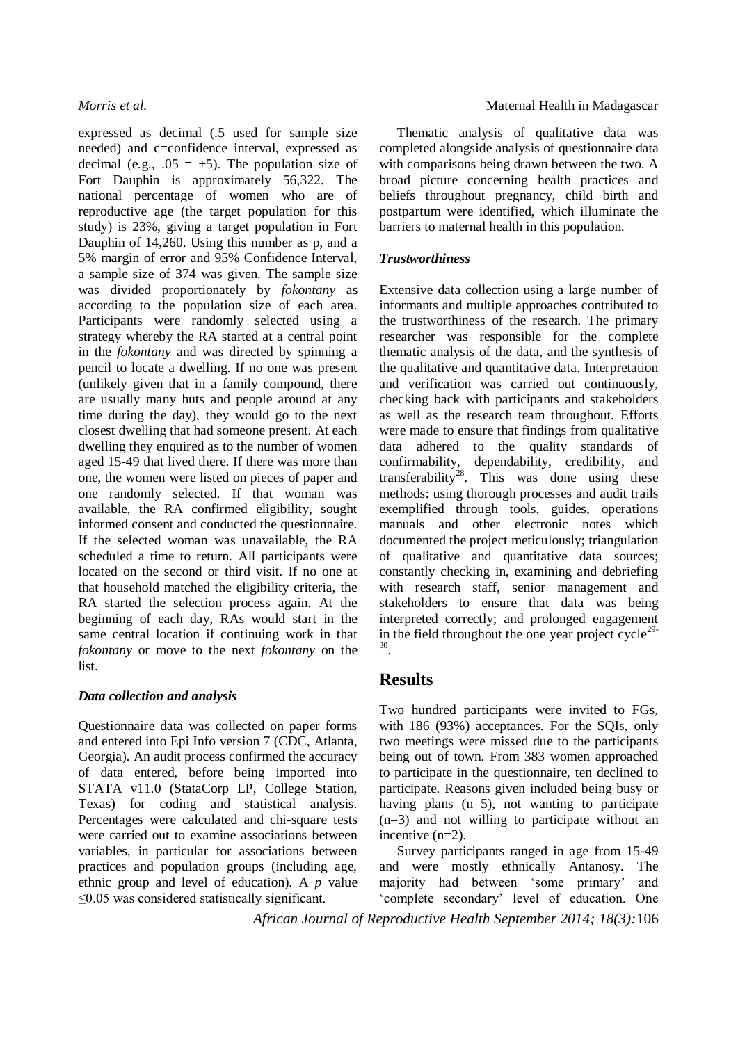expressed as decimal (.5 used for sample size needed) and c=confidence interval, expressed as decimal (e.g., .05 = ±5). The population size of Fort Dauphin is approximately 56,322. The national percentage of women who are of reproductive age (the target population for this study) is 23%, giving a target population in Fort Dauphin of 14,260. Using this number as p, and a 5% margin of error and 95% Confidence Interval, a sample size of 374 was given. The sample size was divided proportionately by *fokontany* as according to the population size of each area. Participants were randomly selected using a strategy whereby the RA started at a central point in the *fokontany* and was directed by spinning a pencil to locate a dwelling. If no one was present (unlikely given that in a family compound, there are usually many huts and people around at any time during the day), they would go to the next closest dwelling that had someone present. At each dwelling they enquired as to the number of women aged 15-49 that lived there. If there was more than one, the women were listed on pieces of paper and one randomly selected. If that woman was available, the RA confirmed eligibility, sought informed consent and conducted the questionnaire. If the selected woman was unavailable, the RA scheduled a time to return. All participants were located on the second or third visit. If no one at that household matched the eligibility criteria, the RA started the selection process again. At the beginning of each day, RAs would start in the same central location if continuing work in that *fokontany* or move to the next *fokontany* on the list.

### *Data collection and analysis*

Questionnaire data was collected on paper forms and entered into Epi Info version 7 (CDC, Atlanta, Georgia). An audit process confirmed the accuracy of data entered, before being imported into STATA v11.0 (StataCorp LP, College Station, Texas) for coding and statistical analysis. Percentages were calculated and chi-square tests were carried out to examine associations between variables, in particular for associations between practices and population groups (including age, ethnic group and level of education). A $p$ value $\leq 0.05$ was considered statistically significant.

Thematic analysis of qualitative data was completed alongside analysis of questionnaire data with comparisons being drawn between the two. A broad picture concerning health practices and beliefs throughout pregnancy, child birth and postpartum were identified, which illuminate the barriers to maternal health in this population.

### *Trustworthiness*

Extensive data collection using a large number of informants and multiple approaches contributed to the trustworthiness of the research. The primary researcher was responsible for the complete thematic analysis of the data, and the synthesis of the qualitative and quantitative data. Interpretation and verification was carried out continuously, checking back with participants and stakeholders as well as the research team throughout. Efforts were made to ensure that findings from qualitative data adhered to the quality standards of confirmability, dependability, credibility, and transferability[28]. This was done using these methods: using thorough processes and audit trails exemplified through tools, guides, operations manuals and other electronic notes which documented the project meticulously; triangulation of qualitative and quantitative data sources; constantly checking in, examining and debriefing with research staff, senior management and stakeholders to ensure that data was being interpreted correctly; and prolonged engagement in the field throughout the one year project cycle[29-30].

## Results

Two hundred participants were invited to FGs, with 186 (93%) acceptances. For the SQIs, only two meetings were missed due to the participants being out of town. From 383 women approached to participate in the questionnaire, ten declined to participate. Reasons given included being busy or having plans (n=5), not wanting to participate (n=3) and not willing to participate without an incentive (n=2).

Survey participants ranged in age from 15-49 and were mostly ethnically Antanosy. The majority had between 'some primary' and 'complete secondary' level of education. One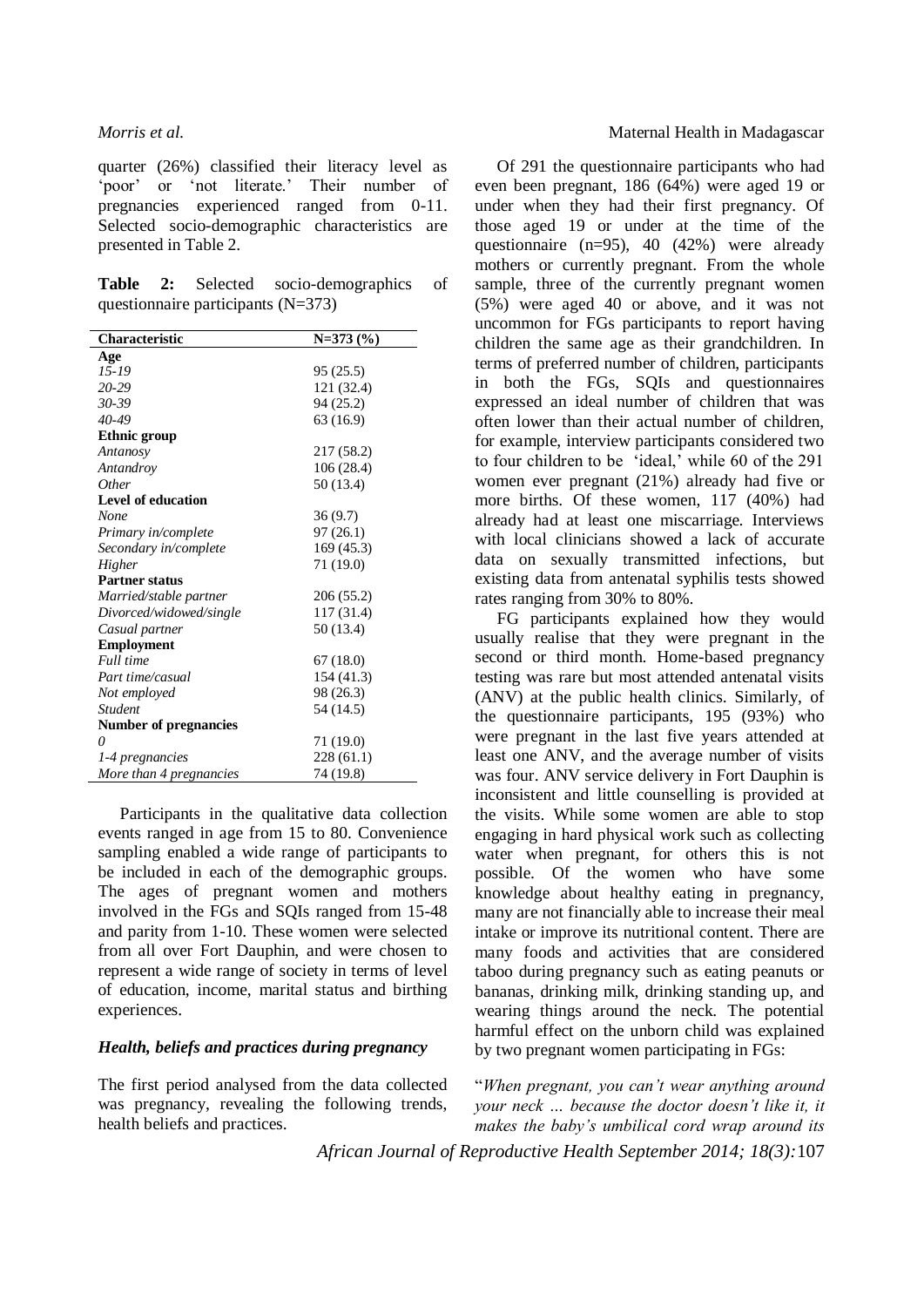quarter (26%) classified their literacy level as 'poor' or 'not literate.' Their number of pregnancies experienced ranged from 0-11. Selected socio-demographic characteristics are presented in Table 2.

**Table 2:** Selected socio-demographics of questionnaire participants (N=373)

| Characteristic | N=373 (%) |
|---|---|
| **Age** | |
| *15-19* | 95 (25.5) |
| *20-29* | 121 (32.4) |
| *30-39* | 94 (25.2) |
| *40-49* | 63 (16.9) |
| **Ethnic group** | |
| *Antanosy* | 217 (58.2) |
| *Antandroy* | 106 (28.4) |
| *Other* | 50 (13.4) |
| **Level of education** | |
| *None* | 36 (9.7) |
| *Primary in/complete* | 97 (26.1) |
| *Secondary in/complete* | 169 (45.3) |
| *Higher* | 71 (19.0) |
| **Partner status** | |
| *Married/stable partner* | 206 (55.2) |
| *Divorced/widowed/single* | 117 (31.4) |
| *Casual partner* | 50 (13.4) |
| **Employment** | |
| *Full time* | 67 (18.0) |
| *Part time/casual* | 154 (41.3) |
| *Not employed* | 98 (26.3) |
| *Student* | 54 (14.5) |
| **Number of pregnancies** | |
| *0* | 71 (19.0) |
| *1-4 pregnancies* | 228 (61.1) |
| *More than 4 pregnancies* | 74 (19.8) |

Participants in the qualitative data collection events ranged in age from 15 to 80. Convenience sampling enabled a wide range of participants to be included in each of the demographic groups. The ages of pregnant women and mothers involved in the FGs and SQIs ranged from 15-48 and parity from 1-10. These women were selected from all over Fort Dauphin, and were chosen to represent a wide range of society in terms of level of education, income, marital status and birthing experiences.

### *Health, beliefs and practices during pregnancy*

The first period analysed from the data collected was pregnancy, revealing the following trends, health beliefs and practices.

Of 291 the questionnaire participants who had even been pregnant, 186 (64%) were aged 19 or under when they had their first pregnancy. Of those aged 19 or under at the time of the questionnaire (n=95), 40 (42%) were already mothers or currently pregnant. From the whole sample, three of the currently pregnant women (5%) were aged 40 or above, and it was not uncommon for FGs participants to report having children the same age as their grandchildren. In terms of preferred number of children, participants in both the FGs, SQIs and questionnaires expressed an ideal number of children that was often lower than their actual number of children, for example, interview participants considered two to four children to be 'ideal,' while 60 of the 291 women ever pregnant (21%) already had five or more births. Of these women, 117 (40%) had already had at least one miscarriage. Interviews with local clinicians showed a lack of accurate data on sexually transmitted infections, but existing data from antenatal syphilis tests showed rates ranging from 30% to 80%.

FG participants explained how they would usually realise that they were pregnant in the second or third month. Home-based pregnancy testing was rare but most attended antenatal visits (ANV) at the public health clinics. Similarly, of the questionnaire participants, 195 (93%) who were pregnant in the last five years attended at least one ANV, and the average number of visits was four. ANV service delivery in Fort Dauphin is inconsistent and little counselling is provided at the visits. While some women are able to stop engaging in hard physical work such as collecting water when pregnant, for others this is not possible. Of the women who have some knowledge about healthy eating in pregnancy, many are not financially able to increase their meal intake or improve its nutritional content. There are many foods and activities that are considered taboo during pregnancy such as eating peanuts or bananas, drinking milk, drinking standing up, and wearing things around the neck. The potential harmful effect on the unborn child was explained by two pregnant women participating in FGs:

"*When pregnant, you can't wear anything around your neck ... because the doctor doesn't like it, it makes the baby's umbilical cord wrap around its*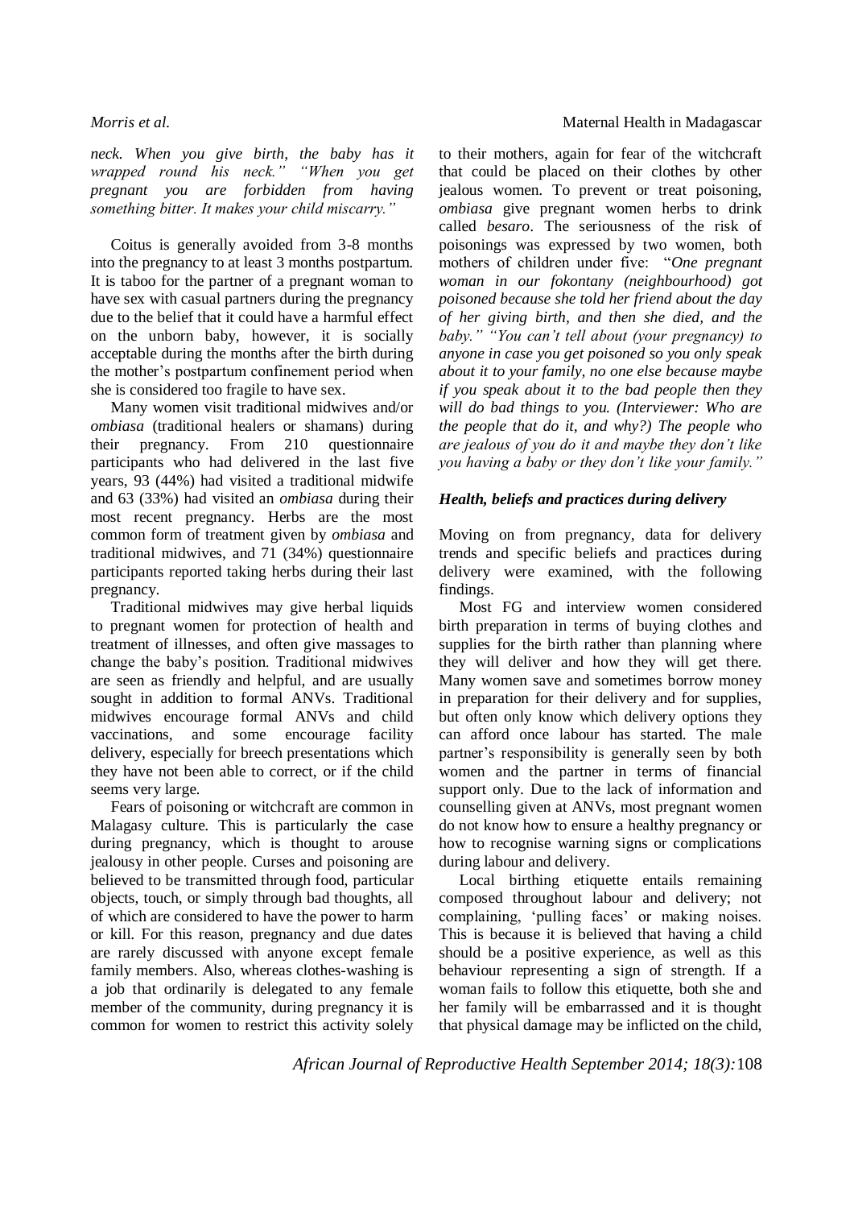*neck. When you give birth, the baby has it wrapped round his neck." "When you get pregnant you are forbidden from having something bitter. It makes your child miscarry."*

Coitus is generally avoided from 3-8 months into the pregnancy to at least 3 months postpartum. It is taboo for the partner of a pregnant woman to have sex with casual partners during the pregnancy due to the belief that it could have a harmful effect on the unborn baby, however, it is socially acceptable during the months after the birth during the mother's postpartum confinement period when she is considered too fragile to have sex.

Many women visit traditional midwives and/or *ombiasa* (traditional healers or shamans) during their pregnancy. From 210 questionnaire participants who had delivered in the last five years, 93 (44%) had visited a traditional midwife and 63 (33%) had visited an *ombiasa* during their most recent pregnancy. Herbs are the most common form of treatment given by *ombiasa* and traditional midwives, and 71 (34%) questionnaire participants reported taking herbs during their last pregnancy.

Traditional midwives may give herbal liquids to pregnant women for protection of health and treatment of illnesses, and often give massages to change the baby's position. Traditional midwives are seen as friendly and helpful, and are usually sought in addition to formal ANVs. Traditional midwives encourage formal ANVs and child vaccinations, and some encourage facility delivery, especially for breech presentations which they have not been able to correct, or if the child seems very large.

Fears of poisoning or witchcraft are common in Malagasy culture. This is particularly the case during pregnancy, which is thought to arouse jealousy in other people. Curses and poisoning are believed to be transmitted through food, particular objects, touch, or simply through bad thoughts, all of which are considered to have the power to harm or kill. For this reason, pregnancy and due dates are rarely discussed with anyone except female family members. Also, whereas clothes-washing is a job that ordinarily is delegated to any female member of the community, during pregnancy it is common for women to restrict this activity solely to their mothers, again for fear of the witchcraft that could be placed on their clothes by other jealous women. To prevent or treat poisoning, *ombiasa* give pregnant women herbs to drink called *besaro*. The seriousness of the risk of poisonings was expressed by two women, both mothers of children under five: "*One pregnant woman in our fokontany (neighbourhood) got poisoned because she told her friend about the day of her giving birth, and then she died, and the baby." "You can't tell about (your pregnancy) to anyone in case you get poisoned so you only speak about it to your family, no one else because maybe if you speak about it to the bad people then they will do bad things to you. (Interviewer: Who are the people that do it, and why?) The people who are jealous of you do it and maybe they don't like you having a baby or they don't like your family."*

### *Health, beliefs and practices during delivery*

Moving on from pregnancy, data for delivery trends and specific beliefs and practices during delivery were examined, with the following findings.

Most FG and interview women considered birth preparation in terms of buying clothes and supplies for the birth rather than planning where they will deliver and how they will get there. Many women save and sometimes borrow money in preparation for their delivery and for supplies, but often only know which delivery options they can afford once labour has started. The male partner's responsibility is generally seen by both women and the partner in terms of financial support only. Due to the lack of information and counselling given at ANVs, most pregnant women do not know how to ensure a healthy pregnancy or how to recognise warning signs or complications during labour and delivery.

Local birthing etiquette entails remaining composed throughout labour and delivery; not complaining, 'pulling faces' or making noises. This is because it is believed that having a child should be a positive experience, as well as this behaviour representing a sign of strength. If a woman fails to follow this etiquette, both she and her family will be embarrassed and it is thought that physical damage may be inflicted on the child,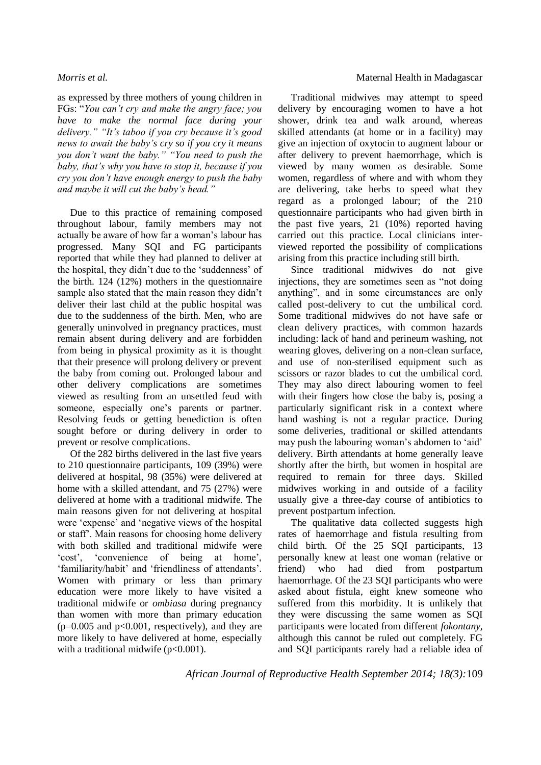as expressed by three mothers of young children in FGs: "*You can't cry and make the angry face; you have to make the normal face during your delivery.*" "*It's taboo if you cry because it's good news to await the baby's cry so if you cry it means you don't want the baby.*" "*You need to push the baby, that's why you have to stop it, because if you cry you don't have enough energy to push the baby and maybe it will cut the baby's head.*"

Due to this practice of remaining composed throughout labour, family members may not actually be aware of how far a woman's labour has progressed. Many SQI and FG participants reported that while they had planned to deliver at the hospital, they didn't due to the 'suddenness' of the birth. 124 (12%) mothers in the questionnaire sample also stated that the main reason they didn't deliver their last child at the public hospital was due to the suddenness of the birth. Men, who are generally uninvolved in pregnancy practices, must remain absent during delivery and are forbidden from being in physical proximity as it is thought that their presence will prolong delivery or prevent the baby from coming out. Prolonged labour and other delivery complications are sometimes viewed as resulting from an unsettled feud with someone, especially one's parents or partner. Resolving feuds or getting benediction is often sought before or during delivery in order to prevent or resolve complications.

Of the 282 births delivered in the last five years to 210 questionnaire participants, 109 (39%) were delivered at hospital, 98 (35%) were delivered at home with a skilled attendant, and 75 (27%) were delivered at home with a traditional midwife. The main reasons given for not delivering at hospital were 'expense' and 'negative views of the hospital or staff'. Main reasons for choosing home delivery with both skilled and traditional midwife were 'cost', 'convenience of being at home', 'familiarity/habit' and 'friendliness of attendants'. Women with primary or less than primary education were more likely to have visited a traditional midwife or *ombiasa* during pregnancy than women with more than primary education ($p=0.005$ and $p<0.001$, respectively), and they are more likely to have delivered at home, especially with a traditional midwife ($p<0.001$).

Traditional midwives may attempt to speed delivery by encouraging women to have a hot shower, drink tea and walk around, whereas skilled attendants (at home or in a facility) may give an injection of oxytocin to augment labour or after delivery to prevent haemorrhage, which is viewed by many women as desirable. Some women, regardless of where and with whom they are delivering, take herbs to speed what they regard as a prolonged labour; of the 210 questionnaire participants who had given birth in the past five years, 21 (10%) reported having carried out this practice. Local clinicians interviewed reported the possibility of complications arising from this practice including still birth.

Since traditional midwives do not give injections, they are sometimes seen as "not doing anything", and in some circumstances are only called post-delivery to cut the umbilical cord. Some traditional midwives do not have safe or clean delivery practices, with common hazards including: lack of hand and perineum washing, not wearing gloves, delivering on a non-clean surface, and use of non-sterilised equipment such as scissors or razor blades to cut the umbilical cord. They may also direct labouring women to feel with their fingers how close the baby is, posing a particularly significant risk in a context where hand washing is not a regular practice. During some deliveries, traditional or skilled attendants may push the labouring woman's abdomen to 'aid' delivery. Birth attendants at home generally leave shortly after the birth, but women in hospital are required to remain for three days. Skilled midwives working in and outside of a facility usually give a three-day course of antibiotics to prevent postpartum infection.

The qualitative data collected suggests high rates of haemorrhage and fistula resulting from child birth. Of the 25 SQI participants, 13 personally knew at least one woman (relative or friend) who had died from postpartum haemorrhage. Of the 23 SQI participants who were asked about fistula, eight knew someone who suffered from this morbidity. It is unlikely that they were discussing the same women as SQI participants were located from different *fokontany*, although this cannot be ruled out completely. FG and SQI participants rarely had a reliable idea of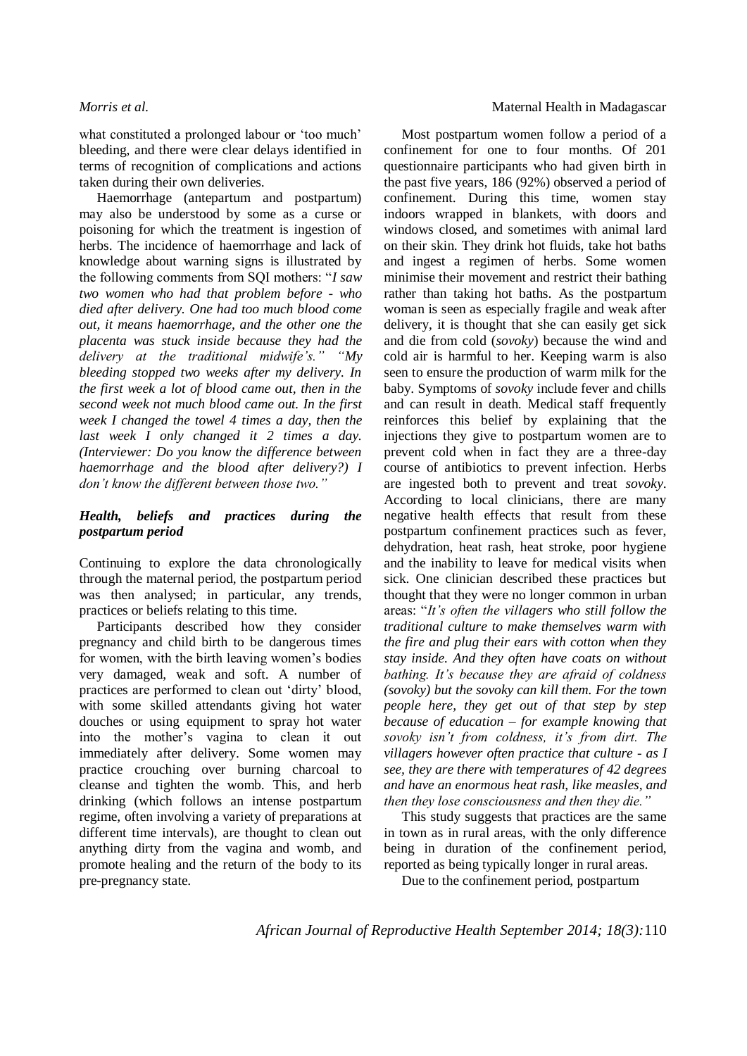what constituted a prolonged labour or 'too much' bleeding, and there were clear delays identified in terms of recognition of complications and actions taken during their own deliveries.

Haemorrhage (antepartum and postpartum) may also be understood by some as a curse or poisoning for which the treatment is ingestion of herbs. The incidence of haemorrhage and lack of knowledge about warning signs is illustrated by the following comments from SQI mothers: "*I saw two women who had that problem before - who died after delivery. One had too much blood come out, it means haemorrhage, and the other one the placenta was stuck inside because they had the delivery at the traditional midwife's." "My bleeding stopped two weeks after my delivery. In the first week a lot of blood came out, then in the second week not much blood came out. In the first week I changed the towel 4 times a day, then the last week I only changed it 2 times a day. (Interviewer: Do you know the difference between haemorrhage and the blood after delivery?) I don't know the different between those two."*

### *Health, beliefs and practices during the postpartum period*

Continuing to explore the data chronologically through the maternal period, the postpartum period was then analysed; in particular, any trends, practices or beliefs relating to this time.

Participants described how they consider pregnancy and child birth to be dangerous times for women, with the birth leaving women's bodies very damaged, weak and soft. A number of practices are performed to clean out 'dirty' blood, with some skilled attendants giving hot water douches or using equipment to spray hot water into the mother's vagina to clean it out immediately after delivery. Some women may practice crouching over burning charcoal to cleanse and tighten the womb. This, and herb drinking (which follows an intense postpartum regime, often involving a variety of preparations at different time intervals), are thought to clean out anything dirty from the vagina and womb, and promote healing and the return of the body to its pre-pregnancy state.

Most postpartum women follow a period of a confinement for one to four months. Of 201 questionnaire participants who had given birth in the past five years, 186 (92%) observed a period of confinement. During this time, women stay indoors wrapped in blankets, with doors and windows closed, and sometimes with animal lard on their skin. They drink hot fluids, take hot baths and ingest a regimen of herbs. Some women minimise their movement and restrict their bathing rather than taking hot baths. As the postpartum woman is seen as especially fragile and weak after delivery, it is thought that she can easily get sick and die from cold (*sovoky*) because the wind and cold air is harmful to her. Keeping warm is also seen to ensure the production of warm milk for the baby. Symptoms of *sovoky* include fever and chills and can result in death. Medical staff frequently reinforces this belief by explaining that the injections they give to postpartum women are to prevent cold when in fact they are a three-day course of antibiotics to prevent infection. Herbs are ingested both to prevent and treat *sovoky*. According to local clinicians, there are many negative health effects that result from these postpartum confinement practices such as fever, dehydration, heat rash, heat stroke, poor hygiene and the inability to leave for medical visits when sick. One clinician described these practices but thought that they were no longer common in urban areas: "*It's often the villagers who still follow the traditional culture to make themselves warm with the fire and plug their ears with cotton when they stay inside. And they often have coats on without bathing. It's because they are afraid of coldness (sovoky) but the sovoky can kill them. For the town people here, they get out of that step by step because of education – for example knowing that sovoky isn't from coldness, it's from dirt. The villagers however often practice that culture - as I see, they are there with temperatures of 42 degrees and have an enormous heat rash, like measles, and then they lose consciousness and then they die."*

This study suggests that practices are the same in town as in rural areas, with the only difference being in duration of the confinement period, reported as being typically longer in rural areas.

Due to the confinement period, postpartum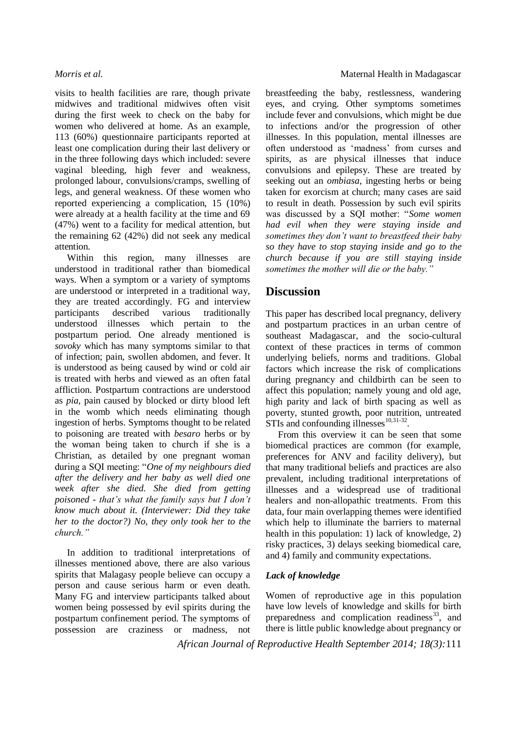visits to health facilities are rare, though private midwives and traditional midwives often visit during the first week to check on the baby for women who delivered at home. As an example, 113 (60%) questionnaire participants reported at least one complication during their last delivery or in the three following days which included: severe vaginal bleeding, high fever and weakness, prolonged labour, convulsions/cramps, swelling of legs, and general weakness. Of these women who reported experiencing a complication, 15 (10%) were already at a health facility at the time and 69 (47%) went to a facility for medical attention, but the remaining 62 (42%) did not seek any medical attention.

Within this region, many illnesses are understood in traditional rather than biomedical ways. When a symptom or a variety of symptoms are understood or interpreted in a traditional way, they are treated accordingly. FG and interview participants described various traditionally understood illnesses which pertain to the postpartum period. One already mentioned is *sovoky* which has many symptoms similar to that of infection; pain, swollen abdomen, and fever. It is understood as being caused by wind or cold air is treated with herbs and viewed as an often fatal affliction. Postpartum contractions are understood as *pia*, pain caused by blocked or dirty blood left in the womb which needs eliminating though ingestion of herbs. Symptoms thought to be related to poisoning are treated with *besaro* herbs or by the woman being taken to church if she is a Christian, as detailed by one pregnant woman during a SQI meeting: "*One of my neighbours died after the delivery and her baby as well died one week after she died. She died from getting poisoned - that's what the family says but I don't know much about it. (Interviewer: Did they take her to the doctor?) No, they only took her to the church.*"

In addition to traditional interpretations of illnesses mentioned above, there are also various spirits that Malagasy people believe can occupy a person and cause serious harm or even death. Many FG and interview participants talked about women being possessed by evil spirits during the postpartum confinement period. The symptoms of possession are craziness or madness, not breastfeeding the baby, restlessness, wandering eyes, and crying. Other symptoms sometimes include fever and convulsions, which might be due to infections and/or the progression of other illnesses. In this population, mental illnesses are often understood as 'madness' from curses and spirits, as are physical illnesses that induce convulsions and epilepsy. These are treated by seeking out an *ombiasa*, ingesting herbs or being taken for exorcism at church; many cases are said to result in death. Possession by such evil spirits was discussed by a SQI mother: "*Some women had evil when they were staying inside and sometimes they don't want to breastfeed their baby so they have to stop staying inside and go to the church because if you are still staying inside sometimes the mother will die or the baby.*"

## Discussion

This paper has described local pregnancy, delivery and postpartum practices in an urban centre of southeast Madagascar, and the socio-cultural context of these practices in terms of common underlying beliefs, norms and traditions. Global factors which increase the risk of complications during pregnancy and childbirth can be seen to affect this population; namely young and old age, high parity and lack of birth spacing as well as poverty, stunted growth, poor nutrition, untreated STIs and confounding illnesses[10,31-32].

From this overview it can be seen that some biomedical practices are common (for example, preferences for ANV and facility delivery), but that many traditional beliefs and practices are also prevalent, including traditional interpretations of illnesses and a widespread use of traditional healers and non-allopathic treatments. From this data, four main overlapping themes were identified which help to illuminate the barriers to maternal health in this population: 1) lack of knowledge, 2) risky practices, 3) delays seeking biomedical care, and 4) family and community expectations.

### *Lack of knowledge*

Women of reproductive age in this population have low levels of knowledge and skills for birth preparedness and complication readiness[33], and there is little public knowledge about pregnancy or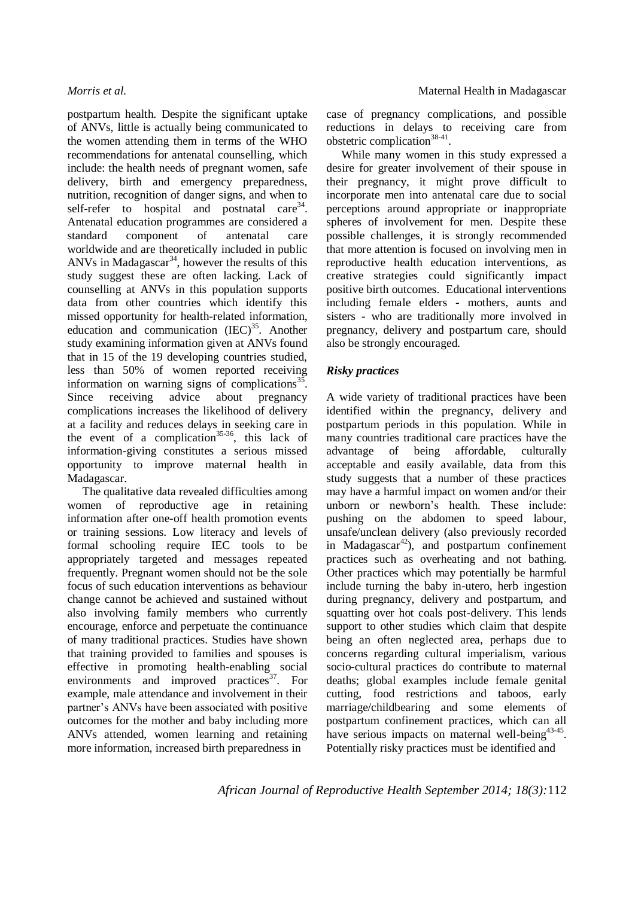postpartum health. Despite the significant uptake of ANVs, little is actually being communicated to the women attending them in terms of the WHO recommendations for antenatal counselling, which include: the health needs of pregnant women, safe delivery, birth and emergency preparedness, nutrition, recognition of danger signs, and when to self-refer to hospital and postnatal care[34]. Antenatal education programmes are considered a standard component of antenatal care worldwide and are theoretically included in public ANVs in Madagascar[34], however the results of this study suggest these are often lacking. Lack of counselling at ANVs in this population supports data from other countries which identify this missed opportunity for health-related information, education and communication (IEC)[35]. Another study examining information given at ANVs found that in 15 of the 19 developing countries studied, less than 50% of women reported receiving information on warning signs of complications[35]. Since receiving advice about pregnancy complications increases the likelihood of delivery at a facility and reduces delays in seeking care in the event of a complication[35-36], this lack of information-giving constitutes a serious missed opportunity to improve maternal health in Madagascar.

The qualitative data revealed difficulties among women of reproductive age in retaining information after one-off health promotion events or training sessions. Low literacy and levels of formal schooling require IEC tools to be appropriately targeted and messages repeated frequently. Pregnant women should not be the sole focus of such education interventions as behaviour change cannot be achieved and sustained without also involving family members who currently encourage, enforce and perpetuate the continuance of many traditional practices. Studies have shown that training provided to families and spouses is effective in promoting health-enabling social environments and improved practices[37]. For example, male attendance and involvement in their partner's ANVs have been associated with positive outcomes for the mother and baby including more ANVs attended, women learning and retaining more information, increased birth preparedness in case of pregnancy complications, and possible reductions in delays to receiving care from obstetric complication[38-41].

While many women in this study expressed a desire for greater involvement of their spouse in their pregnancy, it might prove difficult to incorporate men into antenatal care due to social perceptions around appropriate or inappropriate spheres of involvement for men. Despite these possible challenges, it is strongly recommended that more attention is focused on involving men in reproductive health education interventions, as creative strategies could significantly impact positive birth outcomes. Educational interventions including female elders - mothers, aunts and sisters - who are traditionally more involved in pregnancy, delivery and postpartum care, should also be strongly encouraged.

### *Risky practices*

A wide variety of traditional practices have been identified within the pregnancy, delivery and postpartum periods in this population. While in many countries traditional care practices have the advantage of being affordable, culturally acceptable and easily available, data from this study suggests that a number of these practices may have a harmful impact on women and/or their unborn or newborn's health. These include: pushing on the abdomen to speed labour, unsafe/unclean delivery (also previously recorded in Madagascar[42]), and postpartum confinement practices such as overheating and not bathing. Other practices which may potentially be harmful include turning the baby in-utero, herb ingestion during pregnancy, delivery and postpartum, and squatting over hot coals post-delivery. This lends support to other studies which claim that despite being an often neglected area, perhaps due to concerns regarding cultural imperialism, various socio-cultural practices do contribute to maternal deaths; global examples include female genital cutting, food restrictions and taboos, early marriage/childbearing and some elements of postpartum confinement practices, which can all have serious impacts on maternal well-being[43-45]. Potentially risky practices must be identified and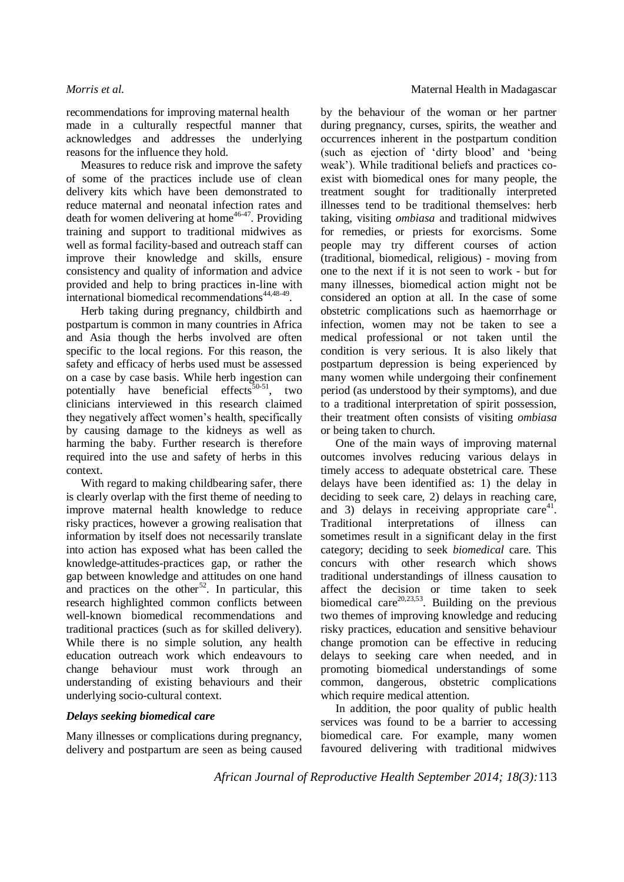recommendations for improving maternal health made in a culturally respectful manner that acknowledges and addresses the underlying reasons for the influence they hold.

Measures to reduce risk and improve the safety of some of the practices include use of clean delivery kits which have been demonstrated to reduce maternal and neonatal infection rates and death for women delivering at home[46-47]. Providing training and support to traditional midwives as well as formal facility-based and outreach staff can improve their knowledge and skills, ensure consistency and quality of information and advice provided and help to bring practices in-line with international biomedical recommendations[44,48-49].

Herb taking during pregnancy, childbirth and postpartum is common in many countries in Africa and Asia though the herbs involved are often specific to the local regions. For this reason, the safety and efficacy of herbs used must be assessed on a case by case basis. While herb ingestion can potentially have beneficial effects[50-51], two clinicians interviewed in this research claimed they negatively affect women's health, specifically by causing damage to the kidneys as well as harming the baby. Further research is therefore required into the use and safety of herbs in this context.

With regard to making childbearing safer, there is clearly overlap with the first theme of needing to improve maternal health knowledge to reduce risky practices, however a growing realisation that information by itself does not necessarily translate into action has exposed what has been called the knowledge-attitudes-practices gap, or rather the gap between knowledge and attitudes on one hand and practices on the other[52]. In particular, this research highlighted common conflicts between well-known biomedical recommendations and traditional practices (such as for skilled delivery). While there is no simple solution, any health education outreach work which endeavours to change behaviour must work through an understanding of existing behaviours and their underlying socio-cultural context.

### *Delays seeking biomedical care*

Many illnesses or complications during pregnancy, delivery and postpartum are seen as being caused by the behaviour of the woman or her partner during pregnancy, curses, spirits, the weather and occurrences inherent in the postpartum condition (such as ejection of 'dirty blood' and 'being weak'). While traditional beliefs and practices co-exist with biomedical ones for many people, the treatment sought for traditionally interpreted illnesses tend to be traditional themselves: herb taking, visiting *ombiasa* and traditional midwives for remedies, or priests for exorcisms. Some people may try different courses of action (traditional, biomedical, religious) - moving from one to the next if it is not seen to work - but for many illnesses, biomedical action might not be considered an option at all. In the case of some obstetric complications such as haemorrhage or infection, women may not be taken to see a medical professional or not taken until the condition is very serious. It is also likely that postpartum depression is being experienced by many women while undergoing their confinement period (as understood by their symptoms), and due to a traditional interpretation of spirit possession, their treatment often consists of visiting *ombiasa* or being taken to church.

One of the main ways of improving maternal outcomes involves reducing various delays in timely access to adequate obstetrical care. These delays have been identified as: 1) the delay in deciding to seek care, 2) delays in reaching care, and 3) delays in receiving appropriate care[41]. Traditional interpretations of illness can sometimes result in a significant delay in the first category; deciding to seek *biomedical* care. This concurs with other research which shows traditional understandings of illness causation to affect the decision or time taken to seek biomedical care[20,23,53]. Building on the previous two themes of improving knowledge and reducing risky practices, education and sensitive behaviour change promotion can be effective in reducing delays to seeking care when needed, and in promoting biomedical understandings of some common, dangerous, obstetric complications which require medical attention.

In addition, the poor quality of public health services was found to be a barrier to accessing biomedical care. For example, many women favoured delivering with traditional midwives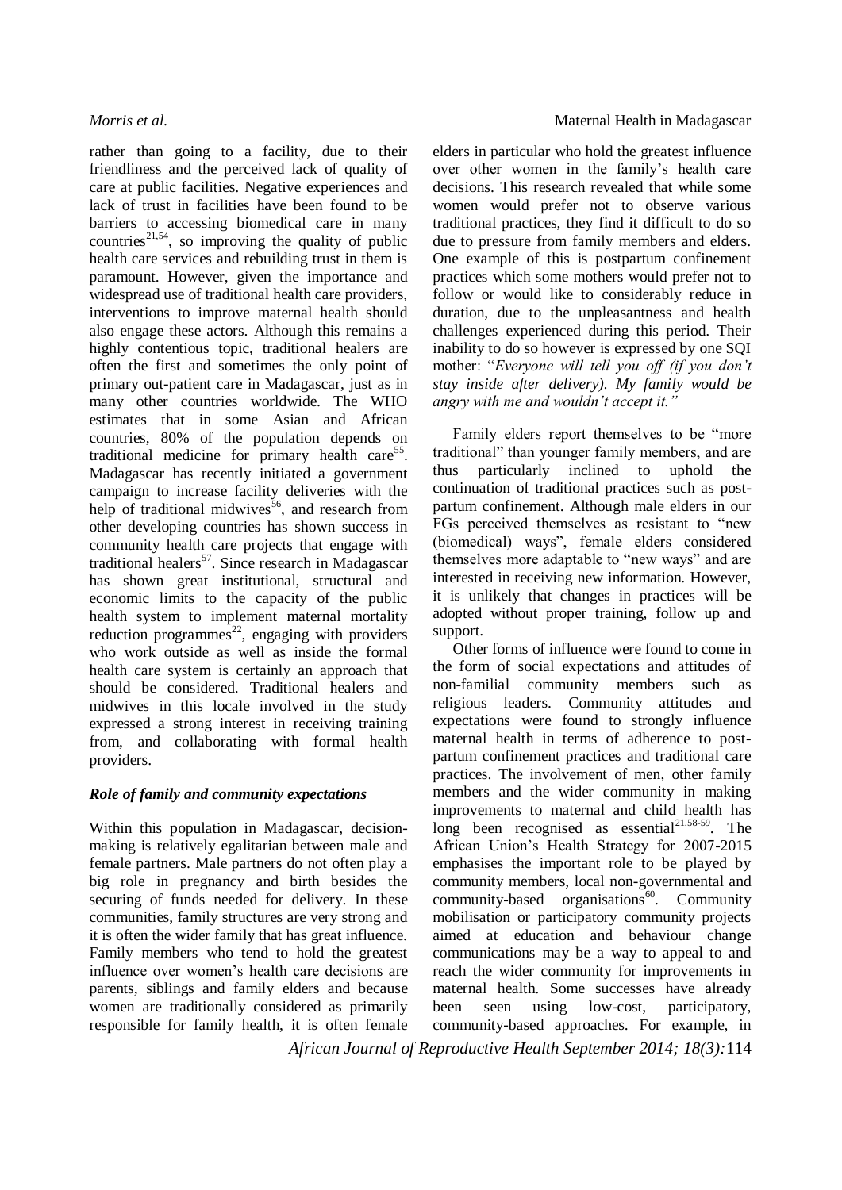rather than going to a facility, due to their friendliness and the perceived lack of quality of care at public facilities. Negative experiences and lack of trust in facilities have been found to be barriers to accessing biomedical care in many countries[21,54], so improving the quality of public health care services and rebuilding trust in them is paramount. However, given the importance and widespread use of traditional health care providers, interventions to improve maternal health should also engage these actors. Although this remains a highly contentious topic, traditional healers are often the first and sometimes the only point of primary out-patient care in Madagascar, just as in many other countries worldwide. The WHO estimates that in some Asian and African countries, 80% of the population depends on traditional medicine for primary health care[55]. Madagascar has recently initiated a government campaign to increase facility deliveries with the help of traditional midwives[56], and research from other developing countries has shown success in community health care projects that engage with traditional healers[57]. Since research in Madagascar has shown great institutional, structural and economic limits to the capacity of the public health system to implement maternal mortality reduction programmes[22], engaging with providers who work outside as well as inside the formal health care system is certainly an approach that should be considered. Traditional healers and midwives in this locale involved in the study expressed a strong interest in receiving training from, and collaborating with formal health providers.

### *Role of family and community expectations*

Within this population in Madagascar, decision-making is relatively egalitarian between male and female partners. Male partners do not often play a big role in pregnancy and birth besides the securing of funds needed for delivery. In these communities, family structures are very strong and it is often the wider family that has great influence. Family members who tend to hold the greatest influence over women's health care decisions are parents, siblings and family elders and because women are traditionally considered as primarily responsible for family health, it is often female elders in particular who hold the greatest influence over other women in the family's health care decisions. This research revealed that while some women would prefer not to observe various traditional practices, they find it difficult to do so due to pressure from family members and elders. One example of this is postpartum confinement practices which some mothers would prefer not to follow or would like to considerably reduce in duration, due to the unpleasantness and health challenges experienced during this period. Their inability to do so however is expressed by one SQI mother: "*Everyone will tell you off (if you don't stay inside after delivery). My family would be angry with me and wouldn't accept it.*"

Family elders report themselves to be "more traditional" than younger family members, and are thus particularly inclined to uphold the continuation of traditional practices such as post-partum confinement. Although male elders in our FGs perceived themselves as resistant to "new (biomedical) ways", female elders considered themselves more adaptable to "new ways" and are interested in receiving new information. However, it is unlikely that changes in practices will be adopted without proper training, follow up and support.

Other forms of influence were found to come in the form of social expectations and attitudes of non-familial community members such as religious leaders. Community attitudes and expectations were found to strongly influence maternal health in terms of adherence to post-partum confinement practices and traditional care practices. The involvement of men, other family members and the wider community in making improvements to maternal and child health has long been recognised as essential[21,58-59]. The African Union's Health Strategy for 2007-2015 emphasises the important role to be played by community members, local non-governmental and community-based organisations[60]. Community mobilisation or participatory community projects aimed at education and behaviour change communications may be a way to appeal to and reach the wider community for improvements in maternal health. Some successes have already been seen using low-cost, participatory, community-based approaches. For example, in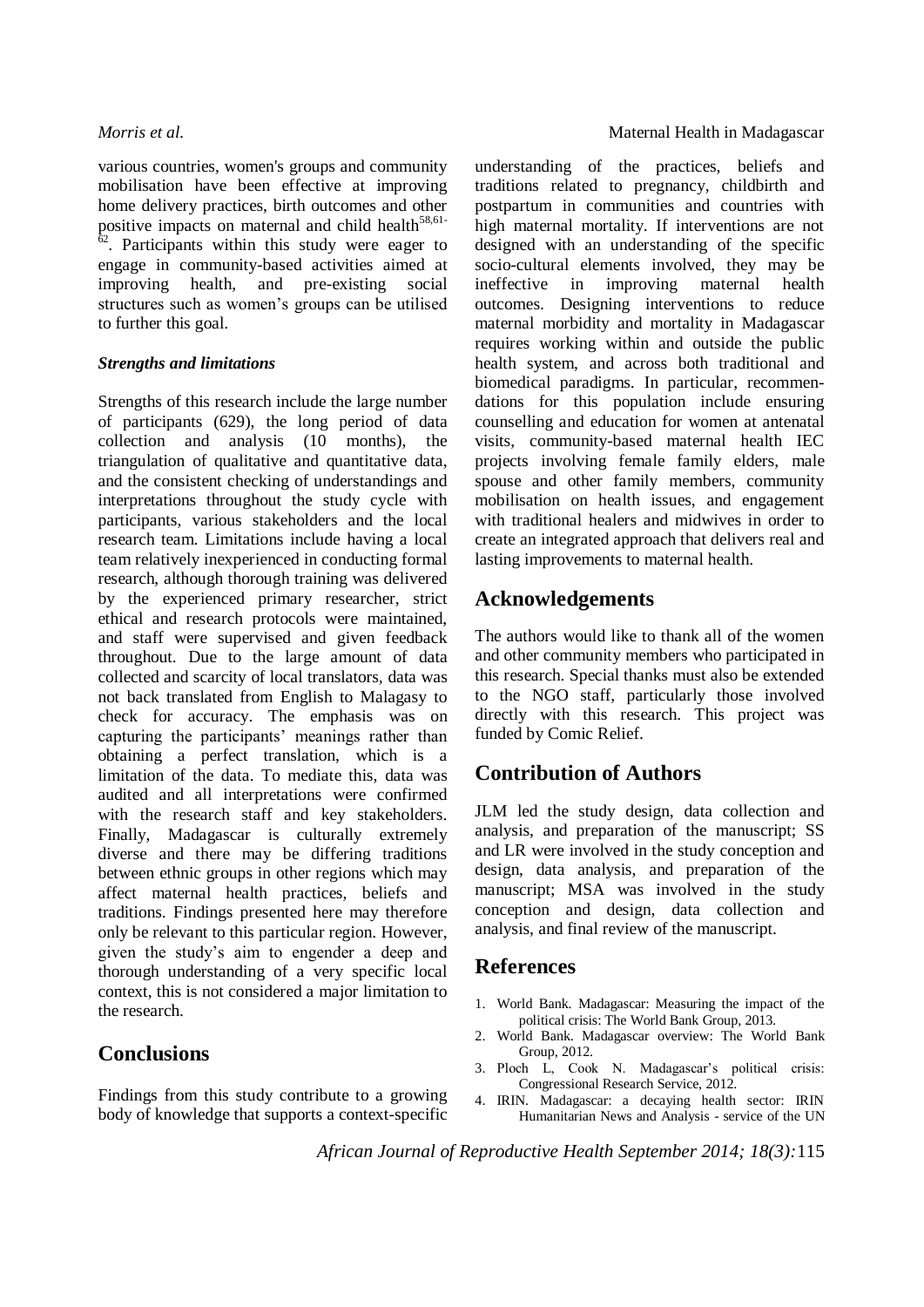various countries, women's groups and community mobilisation have been effective at improving home delivery practices, birth outcomes and other positive impacts on maternal and child health[58,61-62]. Participants within this study were eager to engage in community-based activities aimed at improving health, and pre-existing social structures such as women's groups can be utilised to further this goal.

### *Strengths and limitations*

Strengths of this research include the large number of participants (629), the long period of data collection and analysis (10 months), the triangulation of qualitative and quantitative data, and the consistent checking of understandings and interpretations throughout the study cycle with participants, various stakeholders and the local research team. Limitations include having a local team relatively inexperienced in conducting formal research, although thorough training was delivered by the experienced primary researcher, strict ethical and research protocols were maintained, and staff were supervised and given feedback throughout. Due to the large amount of data collected and scarcity of local translators, data was not back translated from English to Malagasy to check for accuracy. The emphasis was on capturing the participants' meanings rather than obtaining a perfect translation, which is a limitation of the data. To mediate this, data was audited and all interpretations were confirmed with the research staff and key stakeholders. Finally, Madagascar is culturally extremely diverse and there may be differing traditions between ethnic groups in other regions which may affect maternal health practices, beliefs and traditions. Findings presented here may therefore only be relevant to this particular region. However, given the study's aim to engender a deep and thorough understanding of a very specific local context, this is not considered a major limitation to the research.

## Conclusions

Findings from this study contribute to a growing body of knowledge that supports a context-specific understanding of the practices, beliefs and traditions related to pregnancy, childbirth and postpartum in communities and countries with high maternal mortality. If interventions are not designed with an understanding of the specific socio-cultural elements involved, they may be ineffective in improving maternal health outcomes. Designing interventions to reduce maternal morbidity and mortality in Madagascar requires working within and outside the public health system, and across both traditional and biomedical paradigms. In particular, recommendations for this population include ensuring counselling and education for women at antenatal visits, community-based maternal health IEC projects involving female family elders, male spouse and other family members, community mobilisation on health issues, and engagement with traditional healers and midwives in order to create an integrated approach that delivers real and lasting improvements to maternal health.

## Acknowledgements

The authors would like to thank all of the women and other community members who participated in this research. Special thanks must also be extended to the NGO staff, particularly those involved directly with this research. This project was funded by Comic Relief.

## Contribution of Authors

JLM led the study design, data collection and analysis, and preparation of the manuscript; SS and LR were involved in the study conception and design, data analysis, and preparation of the manuscript; MSA was involved in the study conception and design, data collection and analysis, and final review of the manuscript.

## References

1. World Bank. Madagascar: Measuring the impact of the political crisis: The World Bank Group, 2013.
2. World Bank. Madagascar overview: The World Bank Group, 2012.
3. Ploch L, Cook N. Madagascar's political crisis: Congressional Research Service, 2012.
4. IRIN. Madagascar: a decaying health sector: IRIN Humanitarian News and Analysis - service of the UN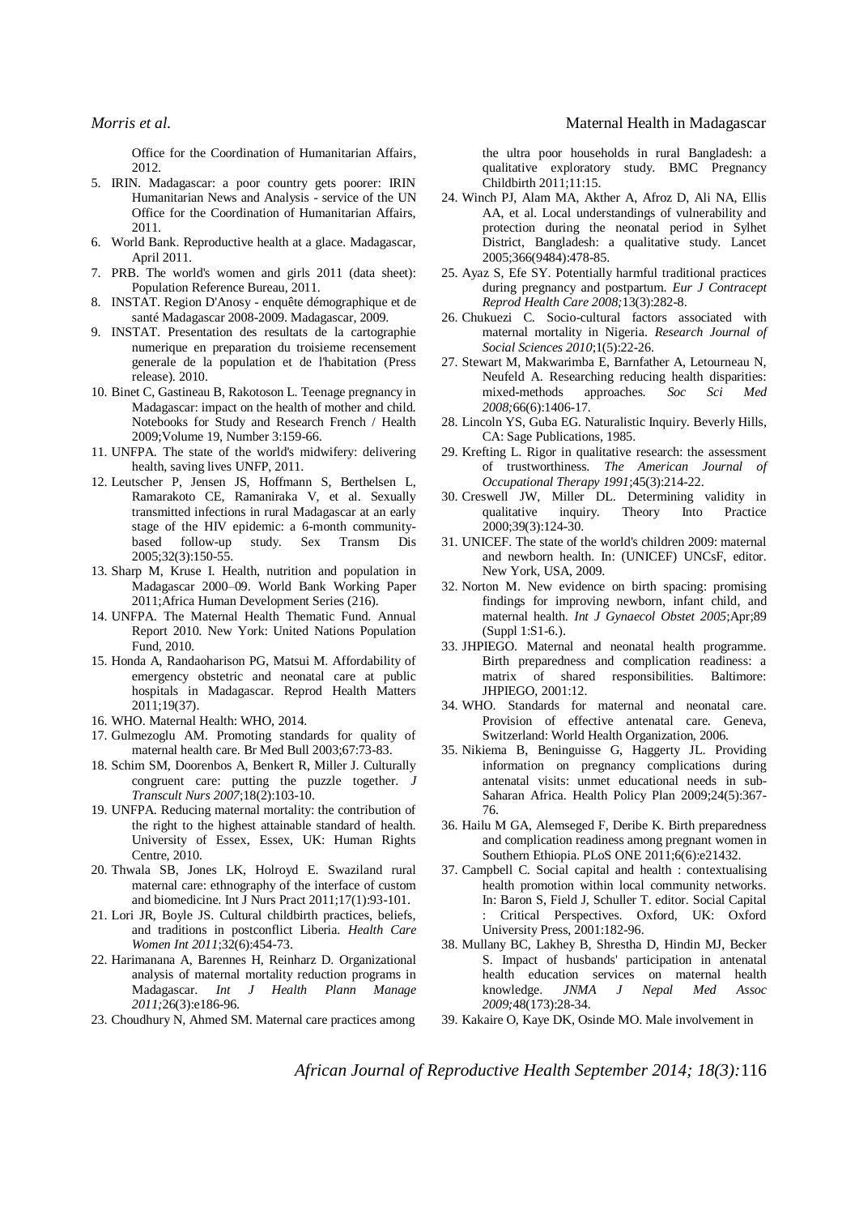Office for the Coordination of Humanitarian Affairs, 2012.

5. IRIN. Madagascar: a poor country gets poorer: IRIN Humanitarian News and Analysis - service of the UN Office for the Coordination of Humanitarian Affairs, 2011.
6. World Bank. Reproductive health at a glace. Madagascar, April 2011.
7. PRB. The world's women and girls 2011 (data sheet): Population Reference Bureau, 2011.
8. INSTAT. Region D'Anosy - enquête démographique et de santé Madagascar 2008-2009. Madagascar, 2009.
9. INSTAT. Presentation des resultats de la cartographie numerique en preparation du troisieme recensement generale de la population et de l'habitation (Press release). 2010.
10. Binet C, Gastineau B, Rakotoson L. Teenage pregnancy in Madagascar: impact on the health of mother and child. Notebooks for Study and Research French / Health 2009;Volume 19, Number 3:159-66.
11. UNFPA. The state of the world's midwifery: delivering health, saving lives UNFP, 2011.
12. Leutscher P, Jensen JS, Hoffmann S, Berthelsen L, Ramarakoto CE, Ramaniraka V, et al. Sexually transmitted infections in rural Madagascar at an early stage of the HIV epidemic: a 6-month community-based follow-up study. Sex Transm Dis 2005;32(3):150-55.
13. Sharp M, Kruse I. Health, nutrition and population in Madagascar 2000–09. World Bank Working Paper 2011;Africa Human Development Series (216).
14. UNFPA. The Maternal Health Thematic Fund. Annual Report 2010. New York: United Nations Population Fund, 2010.
15. Honda A, Randaoharison PG, Matsui M. Affordability of emergency obstetric and neonatal care at public hospitals in Madagascar. Reprod Health Matters 2011;19(37).
16. WHO. Maternal Health: WHO, 2014.
17. Gulmezoglu AM. Promoting standards for quality of maternal health care. Br Med Bull 2003;67:73-83.
18. Schim SM, Doorenbos A, Benkert R, Miller J. Culturally congruent care: putting the puzzle together. *J Transcult Nurs 2007*;18(2):103-10.
19. UNFPA. Reducing maternal mortality: the contribution of the right to the highest attainable standard of health. University of Essex, Essex, UK: Human Rights Centre, 2010.
20. Thwala SB, Jones LK, Holroyd E. Swaziland rural maternal care: ethnography of the interface of custom and biomedicine. Int J Nurs Pract 2011;17(1):93-101.
21. Lori JR, Boyle JS. Cultural childbirth practices, beliefs, and traditions in postconflict Liberia. *Health Care Women Int 2011*;32(6):454-73.
22. Harimanana A, Barennes H, Reinharz D. Organizational analysis of maternal mortality reduction programs in Madagascar. *Int J Health Plann Manage 2011;*26(3):e186-96.
23. Choudhury N, Ahmed SM. Maternal care practices among the ultra poor households in rural Bangladesh: a qualitative exploratory study. BMC Pregnancy Childbirth 2011;11:15.
24. Winch PJ, Alam MA, Akther A, Afroz D, Ali NA, Ellis AA, et al. Local understandings of vulnerability and protection during the neonatal period in Sylhet District, Bangladesh: a qualitative study. Lancet 2005;366(9484):478-85.
25. Ayaz S, Efe SY. Potentially harmful traditional practices during pregnancy and postpartum. *Eur J Contracept Reprod Health Care 2008;*13(3):282-8.
26. Chukuezi C. Socio-cultural factors associated with maternal mortality in Nigeria. *Research Journal of Social Sciences 2010*;1(5):22-26.
27. Stewart M, Makwarimba E, Barnfather A, Letourneau N, Neufeld A. Researching reducing health disparities: mixed-methods approaches. *Soc Sci Med 2008;*66(6):1406-17.
28. Lincoln YS, Guba EG. Naturalistic Inquiry. Beverly Hills, CA: Sage Publications, 1985.
29. Krefting L. Rigor in qualitative research: the assessment of trustworthiness. *The American Journal of Occupational Therapy 1991*;45(3):214-22.
30. Creswell JW, Miller DL. Determining validity in qualitative inquiry. Theory Into Practice 2000;39(3):124-30.
31. UNICEF. The state of the world's children 2009: maternal and newborn health. In: (UNICEF) UNCsF, editor. New York, USA, 2009.
32. Norton M. New evidence on birth spacing: promising findings for improving newborn, infant child, and maternal health. *Int J Gynaecol Obstet 2005*;Apr;89 (Suppl 1:S1-6.).
33. JHPIEGO. Maternal and neonatal health programme. Birth preparedness and complication readiness: a matrix of shared responsibilities. Baltimore: JHPIEGO, 2001:12.
34. WHO. Standards for maternal and neonatal care. Provision of effective antenatal care. Geneva, Switzerland: World Health Organization, 2006.
35. Nikiema B, Beninguisse G, Haggerty JL. Providing information on pregnancy complications during antenatal visits: unmet educational needs in sub-Saharan Africa. Health Policy Plan 2009;24(5):367-76.
36. Hailu M GA, Alemseged F, Deribe K. Birth preparedness and complication readiness among pregnant women in Southern Ethiopia. PLoS ONE 2011;6(6):e21432.
37. Campbell C. Social capital and health : contextualising health promotion within local community networks. In: Baron S, Field J, Schuller T. editor. Social Capital : Critical Perspectives. Oxford, UK: Oxford University Press, 2001:182-96.
38. Mullany BC, Lakhey B, Shrestha D, Hindin MJ, Becker S. Impact of husbands' participation in antenatal health education services on maternal health knowledge. *JNMA J Nepal Med Assoc 2009;*48(173):28-34.
39. Kakaire O, Kaye DK, Osinde MO. Male involvement in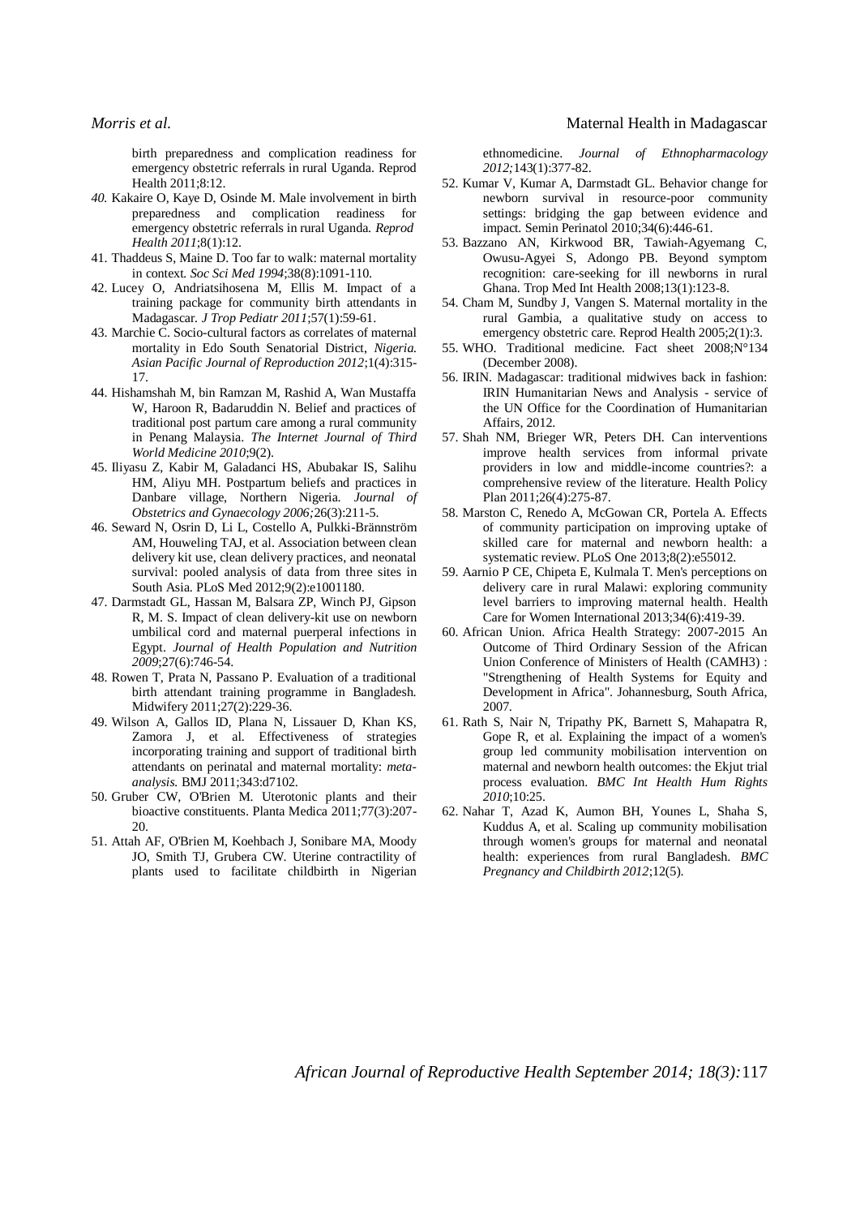birth preparedness and complication readiness for emergency obstetric referrals in rural Uganda. Reprod Health 2011;8:12.

*40.* Kakaire O, Kaye D, Osinde M. Male involvement in birth preparedness and complication readiness for emergency obstetric referrals in rural Uganda. *Reprod Health 2011*;8(1):12.

41. Thaddeus S, Maine D. Too far to walk: maternal mortality in context. *Soc Sci Med 1994*;38(8):1091-110.

42. Lucey O, Andriatsihosena M, Ellis M. Impact of a training package for community birth attendants in Madagascar. *J Trop Pediatr 2011*;57(1):59-61.

43. Marchie C. Socio-cultural factors as correlates of maternal mortality in Edo South Senatorial District, *Nigeria. Asian Pacific Journal of Reproduction 2012*;1(4):315-17.

44. Hishamshah M, bin Ramzan M, Rashid A, Wan Mustaffa W, Haroon R, Badaruddin N. Belief and practices of traditional post partum care among a rural community in Penang Malaysia. *The Internet Journal of Third World Medicine 2010*;9(2).

45. Iliyasu Z, Kabir M, Galadanci HS, Abubakar IS, Salihu HM, Aliyu MH. Postpartum beliefs and practices in Danbare village, Northern Nigeria. *Journal of Obstetrics and Gynaecology 2006;*26(3):211-5.

46. Seward N, Osrin D, Li L, Costello A, Pulkki-Brännström AM, Houweling TAJ, et al. Association between clean delivery kit use, clean delivery practices, and neonatal survival: pooled analysis of data from three sites in South Asia. PLoS Med 2012;9(2):e1001180.

47. Darmstadt GL, Hassan M, Balsara ZP, Winch PJ, Gipson R, M. S. Impact of clean delivery-kit use on newborn umbilical cord and maternal puerperal infections in Egypt. *Journal of Health Population and Nutrition 2009*;27(6):746-54.

48. Rowen T, Prata N, Passano P. Evaluation of a traditional birth attendant training programme in Bangladesh. Midwifery 2011;27(2):229-36.

49. Wilson A, Gallos ID, Plana N, Lissauer D, Khan KS, Zamora J, et al. Effectiveness of strategies incorporating training and support of traditional birth attendants on perinatal and maternal mortality: *meta-analysis.* BMJ 2011;343:d7102.

50. Gruber CW, O'Brien M. Uterotonic plants and their bioactive constituents. Planta Medica 2011;77(3):207-20.

51. Attah AF, O'Brien M, Koehbach J, Sonibare MA, Moody JO, Smith TJ, Grubera CW. Uterine contractility of plants used to facilitate childbirth in Nigerian ethnomedicine. *Journal of Ethnopharmacology 2012;*143(1):377-82.

52. Kumar V, Kumar A, Darmstadt GL. Behavior change for newborn survival in resource-poor community settings: bridging the gap between evidence and impact. Semin Perinatol 2010;34(6):446-61.

53. Bazzano AN, Kirkwood BR, Tawiah-Agyemang C, Owusu-Agyei S, Adongo PB. Beyond symptom recognition: care-seeking for ill newborns in rural Ghana. Trop Med Int Health 2008;13(1):123-8.

54. Cham M, Sundby J, Vangen S. Maternal mortality in the rural Gambia, a qualitative study on access to emergency obstetric care. Reprod Health 2005;2(1):3.

55. WHO. Traditional medicine. Fact sheet 2008;N°134 (December 2008).

56. IRIN. Madagascar: traditional midwives back in fashion: IRIN Humanitarian News and Analysis - service of the UN Office for the Coordination of Humanitarian Affairs, 2012.

57. Shah NM, Brieger WR, Peters DH. Can interventions improve health services from informal private providers in low and middle-income countries?: a comprehensive review of the literature. Health Policy Plan 2011;26(4):275-87.

58. Marston C, Renedo A, McGowan CR, Portela A. Effects of community participation on improving uptake of skilled care for maternal and newborn health: a systematic review. PLoS One 2013;8(2):e55012.

59. Aarnio P CE, Chipeta E, Kulmala T. Men's perceptions on delivery care in rural Malawi: exploring community level barriers to improving maternal health. Health Care for Women International 2013;34(6):419-39.

60. African Union. Africa Health Strategy: 2007-2015 An Outcome of Third Ordinary Session of the African Union Conference of Ministers of Health (CAMH3) : "Strengthening of Health Systems for Equity and Development in Africa". Johannesburg, South Africa, 2007.

61. Rath S, Nair N, Tripathy PK, Barnett S, Mahapatra R, Gope R, et al. Explaining the impact of a women's group led community mobilisation intervention on maternal and newborn health outcomes: the Ekjut trial process evaluation. *BMC Int Health Hum Rights 2010*;10:25.

62. Nahar T, Azad K, Aumon BH, Younes L, Shaha S, Kuddus A, et al. Scaling up community mobilisation through women's groups for maternal and neonatal health: experiences from rural Bangladesh. *BMC Pregnancy and Childbirth 2012*;12(5).